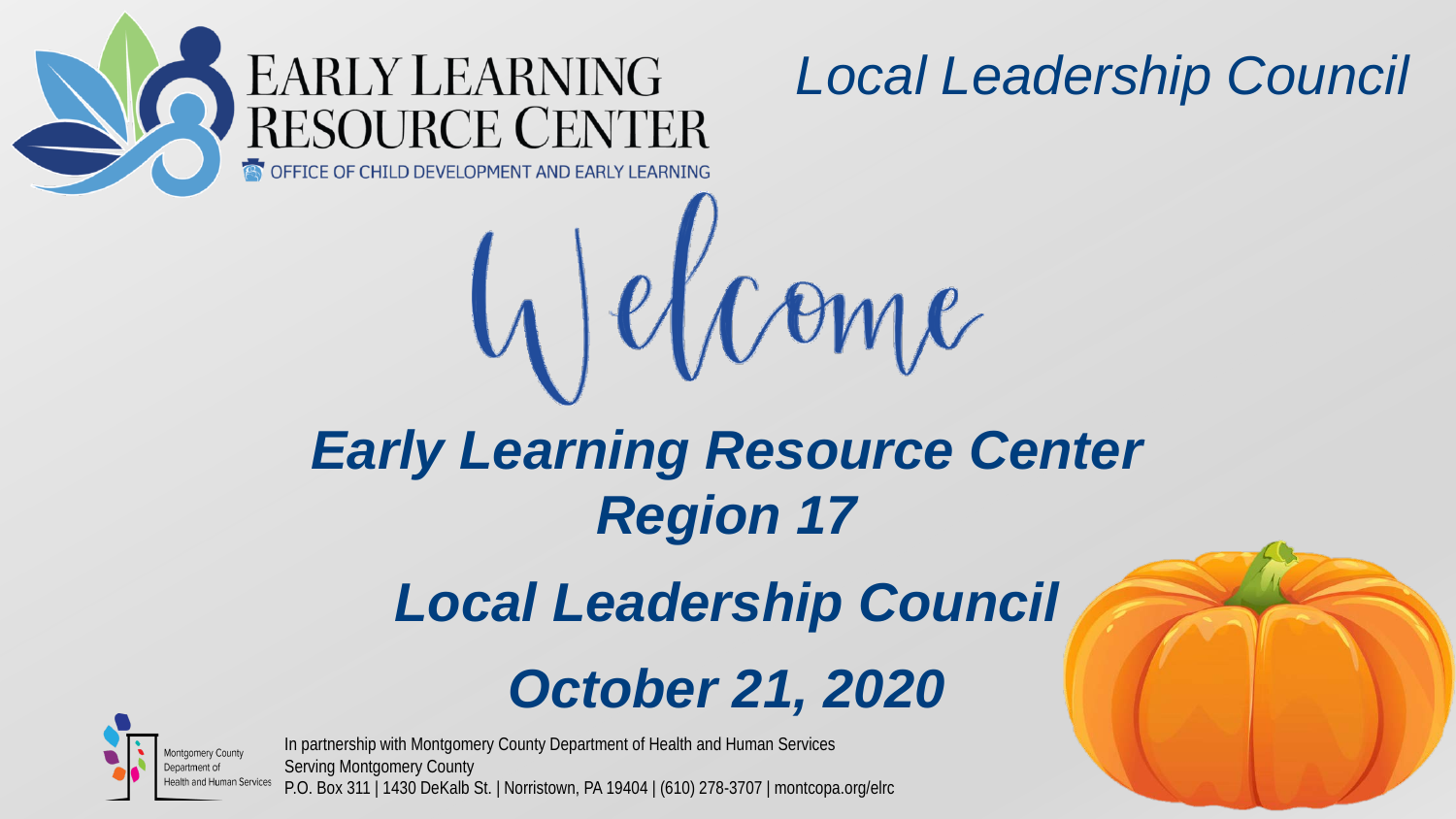EARLY LEARNING RESOURCE CENTER

OFFICE OF CHILD DEVELOPMENT AND EARLY LEARNING

*Local Leadership Council*

# Welcome

## *Early Learning Resource Center Region 17*

## *Local Leadership Council*

## *October 21, 2020*

Montgomery County Department of Health and Human Services

In partnership with Montgomery County Department of Health and Human Services
Serving Montgomery County
P.O. Box 311 | 1430 DeKalb St. | Norristown, PA 19404 | (610) 278-3707 | montcopa.org/elrc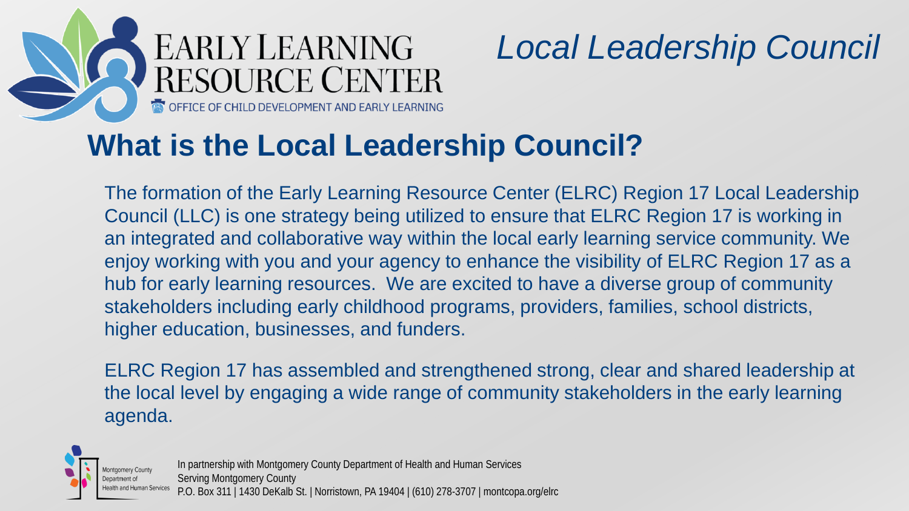# What is the Local Leadership Council?

The formation of the Early Learning Resource Center (ELRC) Region 17 Local Leadership Council (LLC) is one strategy being utilized to ensure that ELRC Region 17 is working in an integrated and collaborative way within the local early learning service community. We enjoy working with you and your agency to enhance the visibility of ELRC Region 17 as a hub for early learning resources. We are excited to have a diverse group of community stakeholders including early childhood programs, providers, families, school districts, higher education, businesses, and funders.

ELRC Region 17 has assembled and strengthened strong, clear and shared leadership at the local level by engaging a wide range of community stakeholders in the early learning agenda.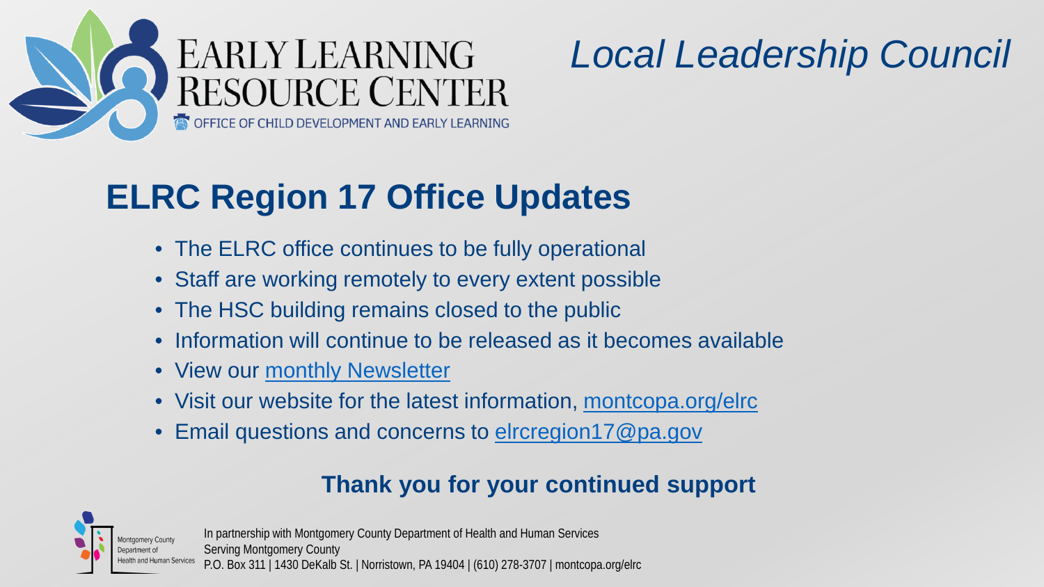EARLY LEARNING RESOURCE CENTER
OFFICE OF CHILD DEVELOPMENT AND EARLY LEARNING

*Local Leadership Council*

# ELRC Region 17 Office Updates

- The ELRC office continues to be fully operational
- Staff are working remotely to every extent possible
- The HSC building remains closed to the public
- Information will continue to be released as it becomes available
- View our monthly Newsletter
- Visit our website for the latest information, montcopa.org/elrc
- Email questions and concerns to elrcregion17@pa.gov

**Thank you for your continued support**

Montgomery County Department of Health and Human Services

In partnership with Montgomery County Department of Health and Human Services
Serving Montgomery County
P.O. Box 311 | 1430 DeKalb St. | Norristown, PA 19404 | (610) 278-3707 | montcopa.org/elrc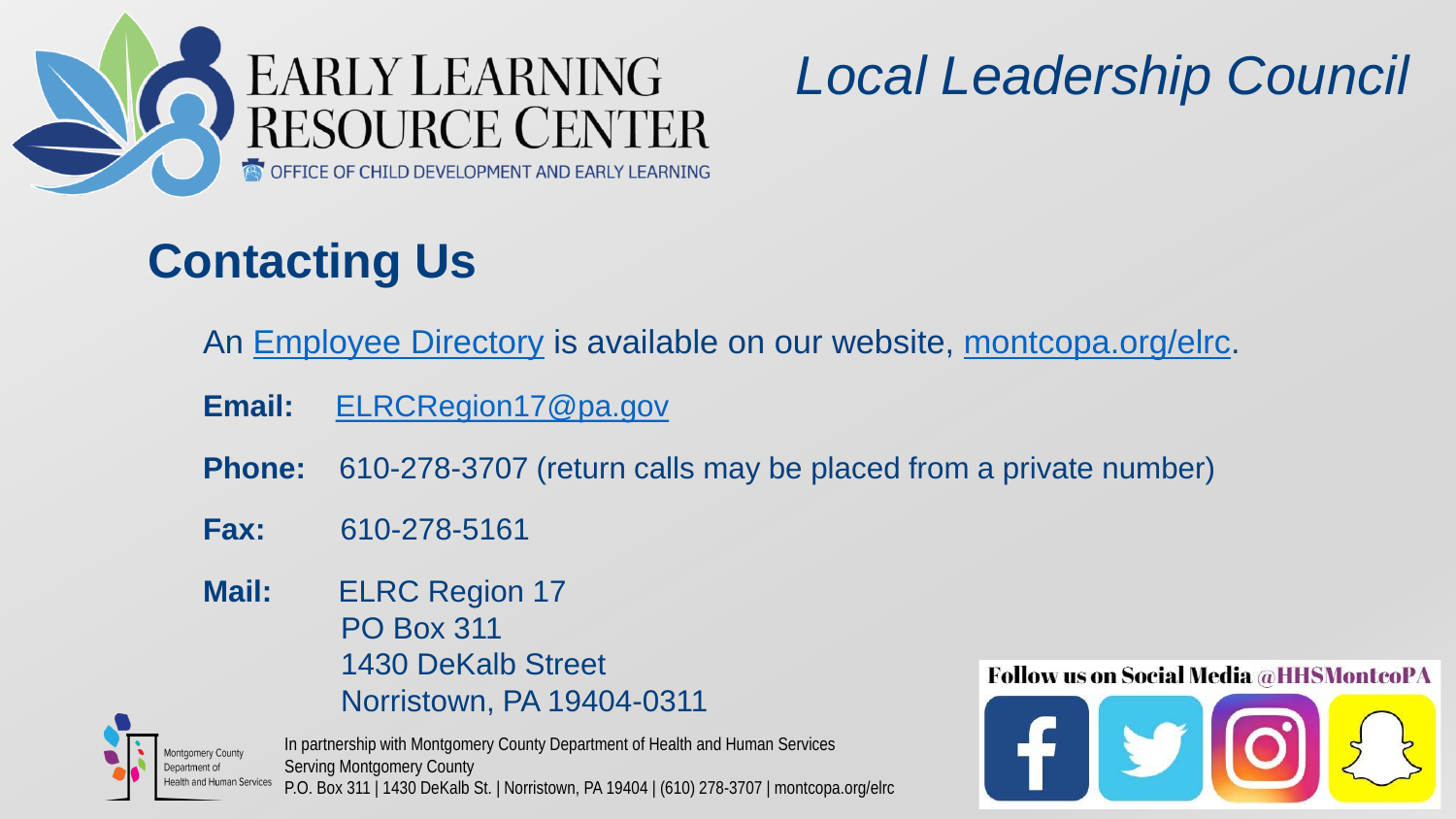EARLY LEARNING RESOURCE CENTER
OFFICE OF CHILD DEVELOPMENT AND EARLY LEARNING

*Local Leadership Council*

## Contacting Us

An Employee Directory is available on our website, montcopa.org/elrc.

**Email:** ELRCRegion17@pa.gov

**Phone:** 610-278-3707 (return calls may be placed from a private number)

**Fax:** 610-278-5161

**Mail:** ELRC Region 17
PO Box 311
1430 DeKalb Street
Norristown, PA 19404-0311

Montgomery County Department of Health and Human Services

In partnership with Montgomery County Department of Health and Human Services
Serving Montgomery County
P.O. Box 311 | 1430 DeKalb St. | Norristown, PA 19404 | (610) 278-3707 | montcopa.org/elrc

Follow us on Social Media @HHSMontcoPA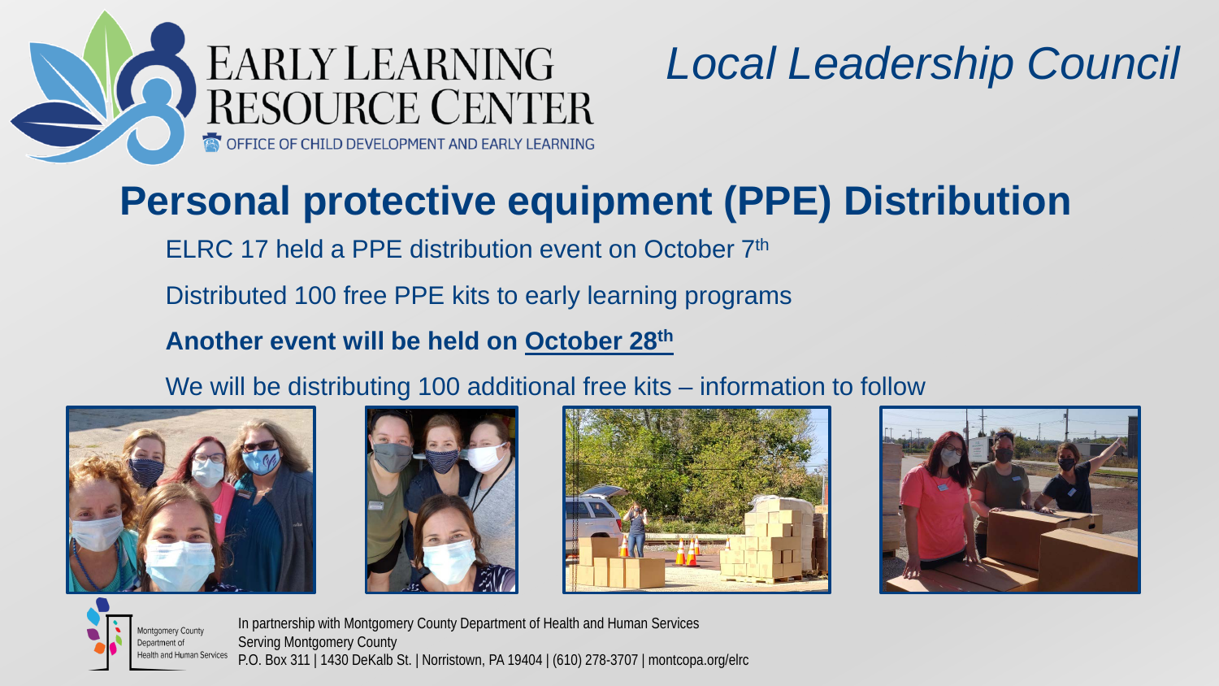EARLY LEARNING RESOURCE CENTER

OFFICE OF CHILD DEVELOPMENT AND EARLY LEARNING

*Local Leadership Council*

# Personal protective equipment (PPE) Distribution

ELRC 17 held a PPE distribution event on October 7th

Distributed 100 free PPE kits to early learning programs

**Another event will be held on October 28th**

We will be distributing 100 additional free kits – information to follow

Montgomery County Department of Health and Human Services

In partnership with Montgomery County Department of Health and Human Services
Serving Montgomery County
P.O. Box 311 | 1430 DeKalb St. | Norristown, PA 19404 | (610) 278-3707 | montcopa.org/elrc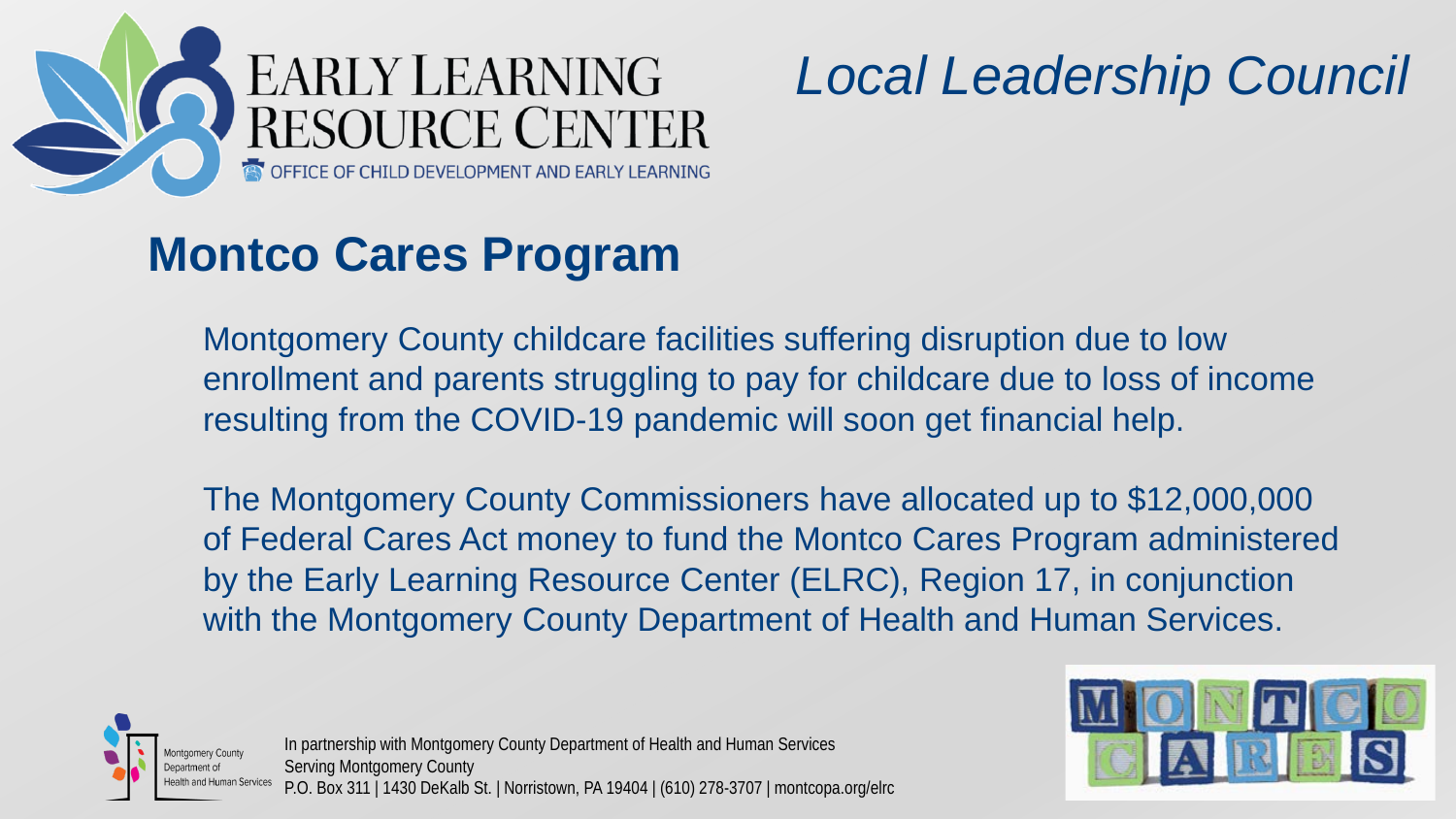# Montco Cares Program

Montgomery County childcare facilities suffering disruption due to low enrollment and parents struggling to pay for childcare due to loss of income resulting from the COVID-19 pandemic will soon get financial help.

The Montgomery County Commissioners have allocated up to $12,000,000 of Federal Cares Act money to fund the Montco Cares Program administered by the Early Learning Resource Center (ELRC), Region 17, in conjunction with the Montgomery County Department of Health and Human Services.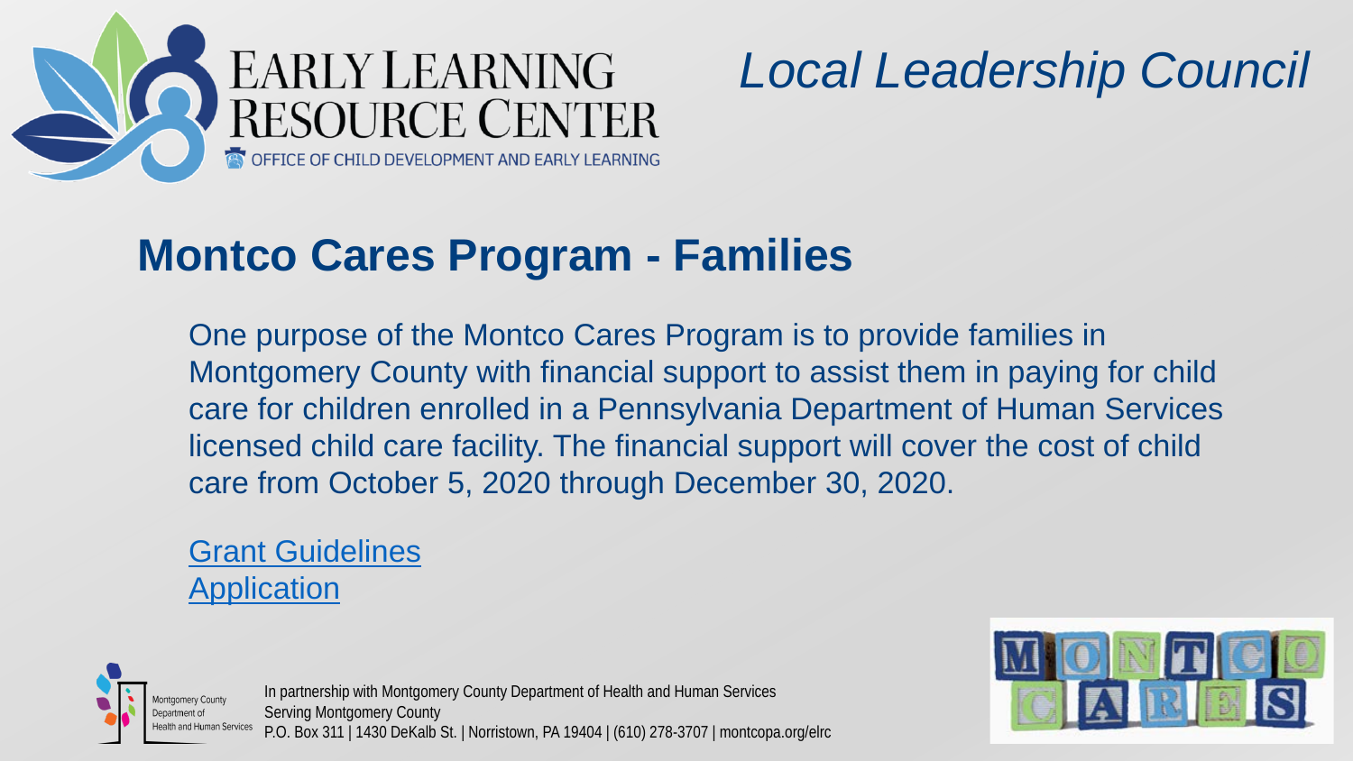EARLY LEARNING RESOURCE CENTER
OFFICE OF CHILD DEVELOPMENT AND EARLY LEARNING

*Local Leadership Council*

## Montco Cares Program - Families

One purpose of the Montco Cares Program is to provide families in Montgomery County with financial support to assist them in paying for child care for children enrolled in a Pennsylvania Department of Human Services licensed child care facility. The financial support will cover the cost of child care from October 5, 2020 through December 30, 2020.

Grant Guidelines
Application

Montgomery County Department of Health and Human Services

In partnership with Montgomery County Department of Health and Human Services
Serving Montgomery County
P.O. Box 311 | 1430 DeKalb St. | Norristown, PA 19404 | (610) 278-3707 | montcopa.org/elrc

MONTCO CARES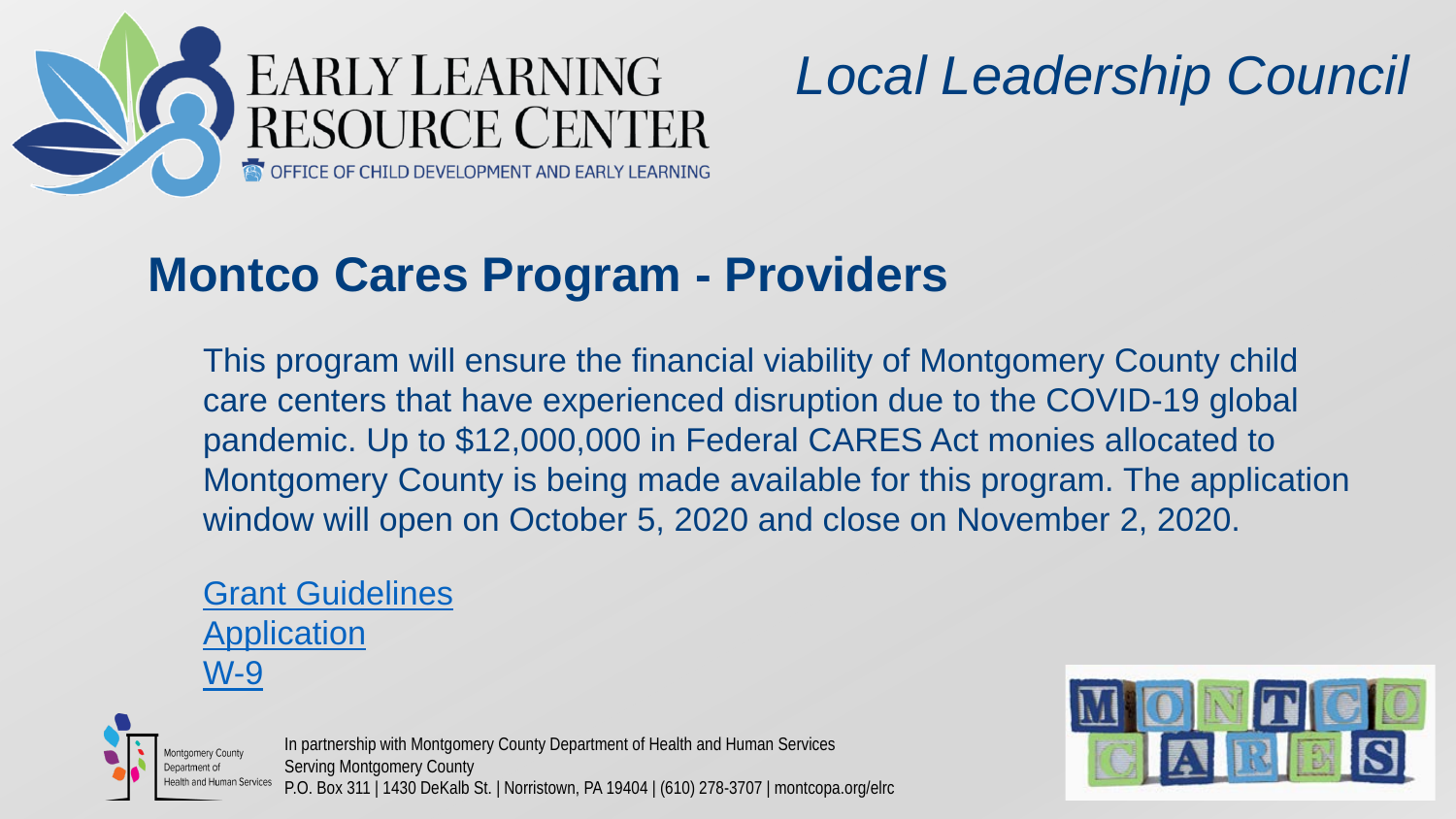# Local Leadership Council

## Montco Cares Program - Providers

This program will ensure the financial viability of Montgomery County child care centers that have experienced disruption due to the COVID-19 global pandemic. Up to $12,000,000 in Federal CARES Act monies allocated to Montgomery County is being made available for this program. The application window will open on October 5, 2020 and close on November 2, 2020.

Grant Guidelines
Application
W-9

In partnership with Montgomery County Department of Health and Human Services
Serving Montgomery County
P.O. Box 311 | 1430 DeKalb St. | Norristown, PA 19404 | (610) 278-3707 | montcopa.org/elrc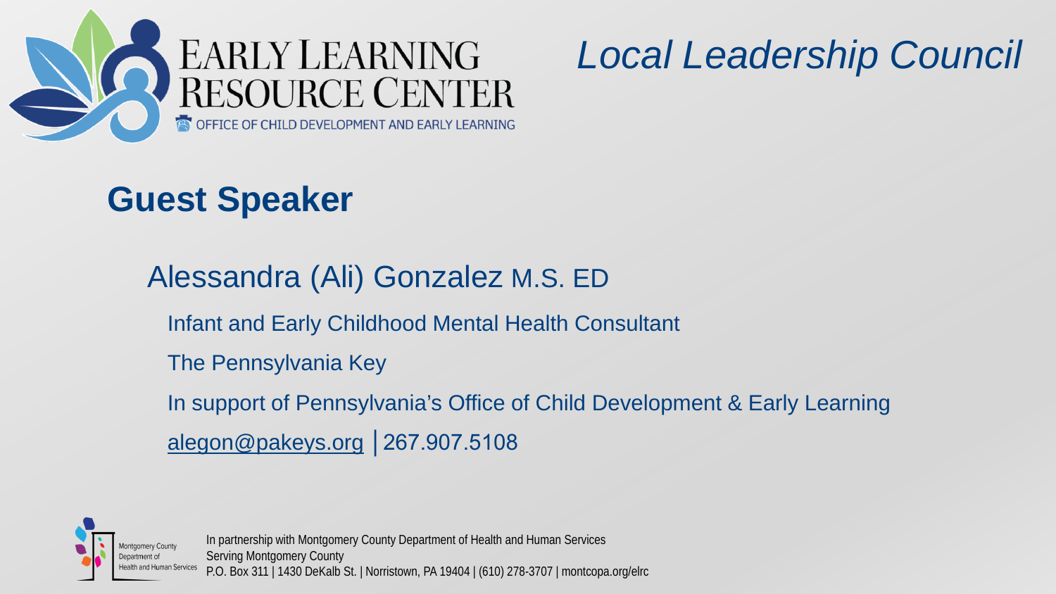EARLY LEARNING RESOURCE CENTER

OFFICE OF CHILD DEVELOPMENT AND EARLY LEARNING

*Local Leadership Council*

## Guest Speaker

### Alessandra (Ali) Gonzalez M.S. ED

Infant and Early Childhood Mental Health Consultant

The Pennsylvania Key

In support of Pennsylvania's Office of Child Development & Early Learning

alegon@pakeys.org │267.907.5108

Montgomery County Department of Health and Human Services

In partnership with Montgomery County Department of Health and Human Services
Serving Montgomery County
P.O. Box 311 | 1430 DeKalb St. | Norristown, PA 19404 | (610) 278-3707 | montcopa.org/elrc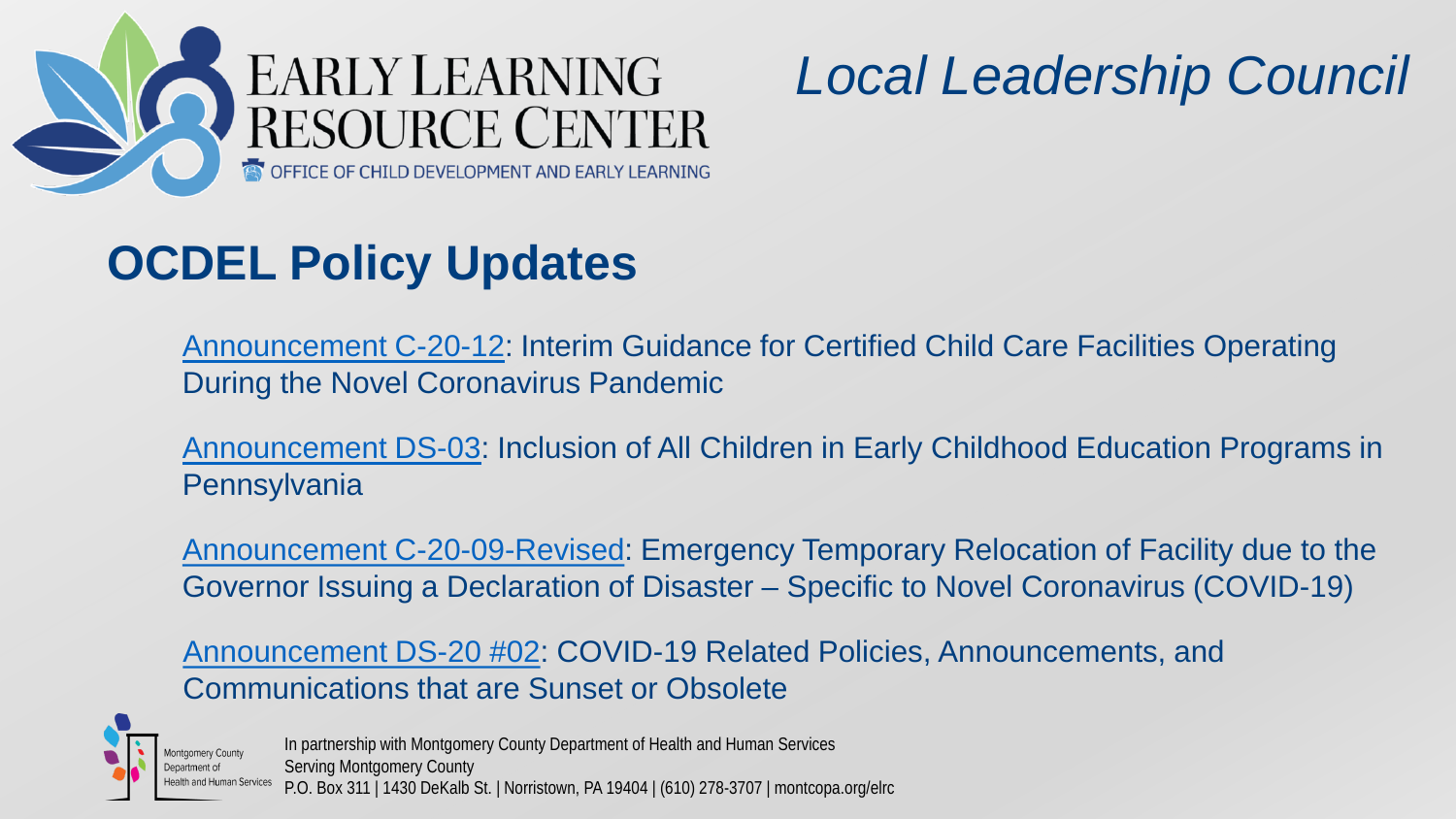EARLY LEARNING RESOURCE CENTER

OFFICE OF CHILD DEVELOPMENT AND EARLY LEARNING

*Local Leadership Council*

## OCDEL Policy Updates

Announcement C-20-12: Interim Guidance for Certified Child Care Facilities Operating During the Novel Coronavirus Pandemic

Announcement DS-03: Inclusion of All Children in Early Childhood Education Programs in Pennsylvania

Announcement C-20-09-Revised: Emergency Temporary Relocation of Facility due to the Governor Issuing a Declaration of Disaster – Specific to Novel Coronavirus (COVID-19)

Announcement DS-20 #02: COVID-19 Related Policies, Announcements, and Communications that are Sunset or Obsolete

Montgomery County Department of Health and Human Services

In partnership with Montgomery County Department of Health and Human Services
Serving Montgomery County
P.O. Box 311 | 1430 DeKalb St. | Norristown, PA 19404 | (610) 278-3707 | montcopa.org/elrc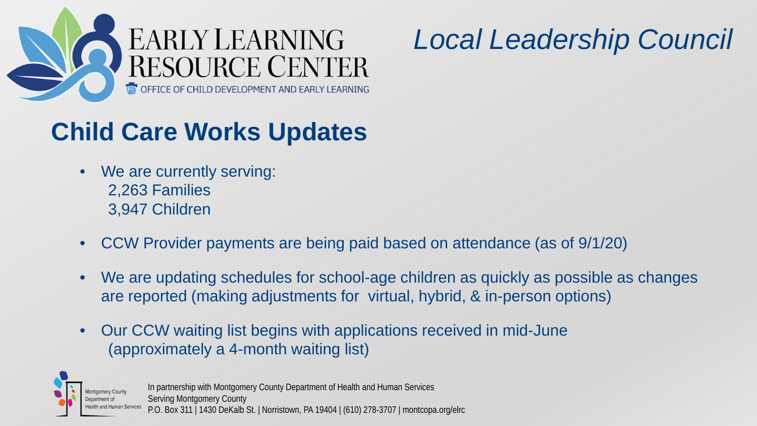EARLY LEARNING RESOURCE CENTER

OFFICE OF CHILD DEVELOPMENT AND EARLY LEARNING

*Local Leadership Council*

# Child Care Works Updates

- We are currently serving:
  2,263 Families
  3,947 Children
- CCW Provider payments are being paid based on attendance (as of 9/1/20)
- We are updating schedules for school-age children as quickly as possible as changes are reported (making adjustments for virtual, hybrid, & in-person options)
- Our CCW waiting list begins with applications received in mid-June (approximately a 4-month waiting list)

Montgomery County Department of Health and Human Services

In partnership with Montgomery County Department of Health and Human Services
Serving Montgomery County
P.O. Box 311 | 1430 DeKalb St. | Norristown, PA 19404 | (610) 278-3707 | montcopa.org/elrc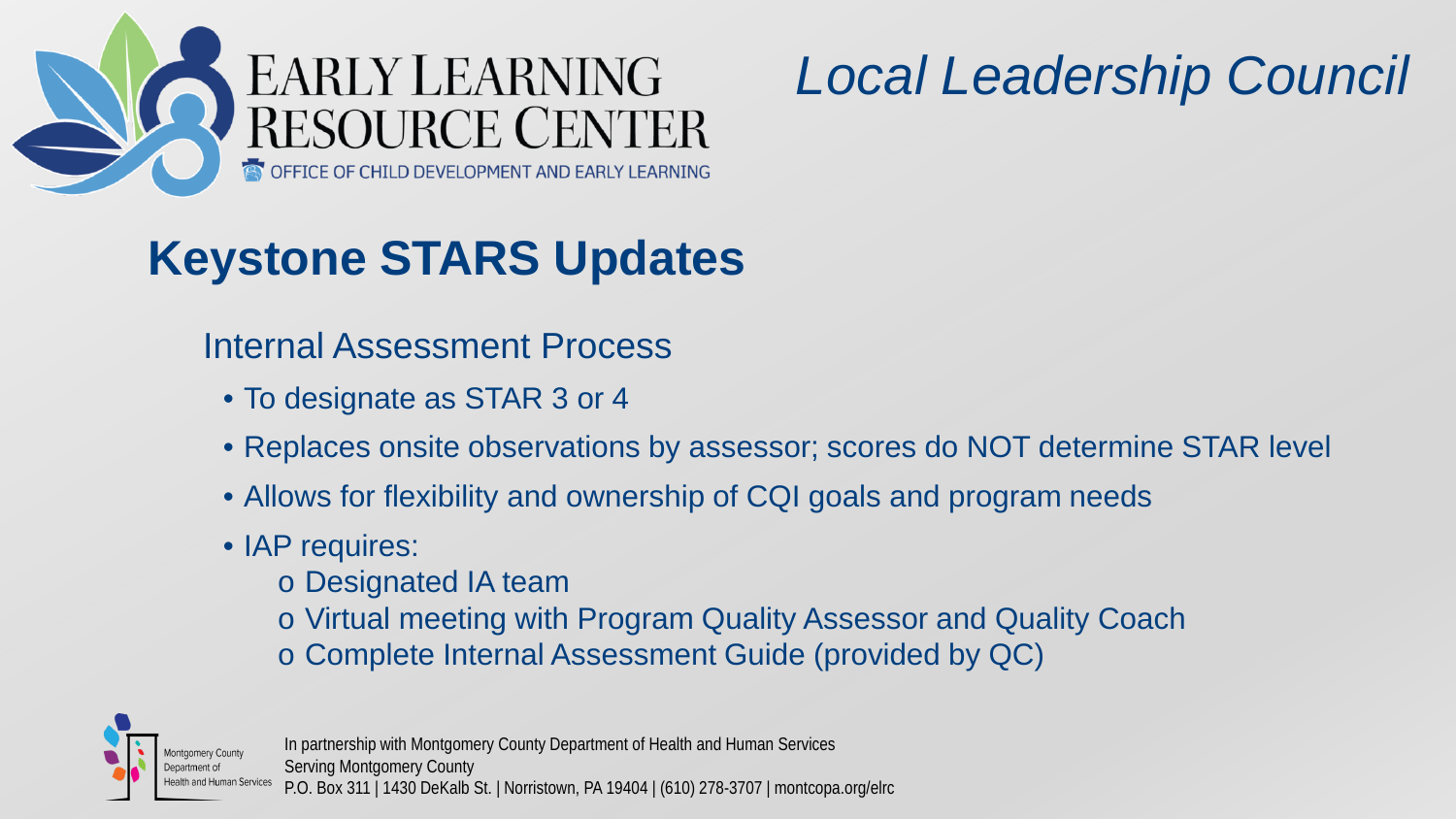# Keystone STARS Updates

## Internal Assessment Process

- To designate as STAR 3 or 4
- Replaces onsite observations by assessor; scores do NOT determine STAR level
- Allows for flexibility and ownership of CQI goals and program needs
- IAP requires:
  - Designated IA team
  - Virtual meeting with Program Quality Assessor and Quality Coach
  - Complete Internal Assessment Guide (provided by QC)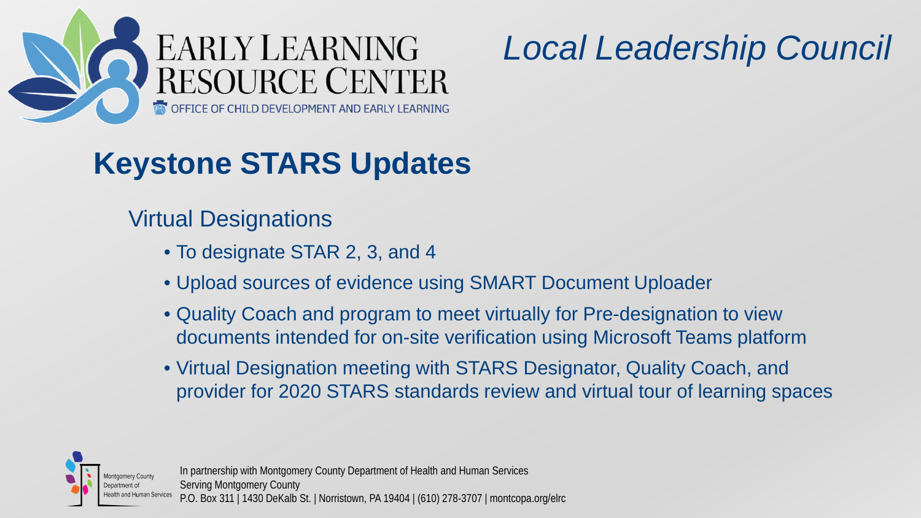EARLY LEARNING RESOURCE CENTER
OFFICE OF CHILD DEVELOPMENT AND EARLY LEARNING

*Local Leadership Council*

# Keystone STARS Updates

## Virtual Designations

- To designate STAR 2, 3, and 4
- Upload sources of evidence using SMART Document Uploader
- Quality Coach and program to meet virtually for Pre-designation to view documents intended for on-site verification using Microsoft Teams platform
- Virtual Designation meeting with STARS Designator, Quality Coach, and provider for 2020 STARS standards review and virtual tour of learning spaces

Montgomery County Department of Health and Human Services

In partnership with Montgomery County Department of Health and Human Services
Serving Montgomery County
P.O. Box 311 | 1430 DeKalb St. | Norristown, PA 19404 | (610) 278-3707 | montcopa.org/elrc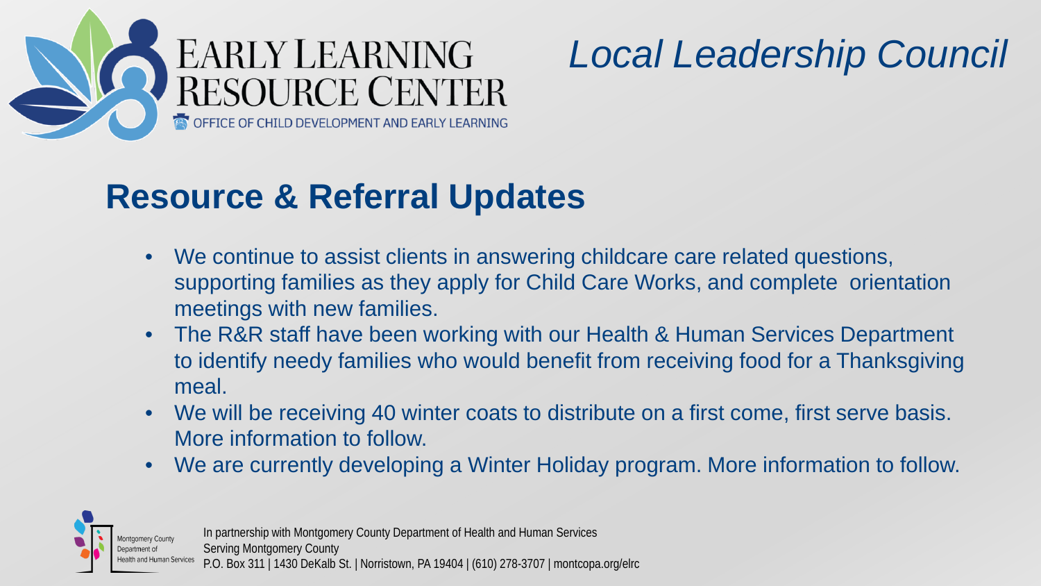EARLY LEARNING RESOURCE CENTER

OFFICE OF CHILD DEVELOPMENT AND EARLY LEARNING

*Local Leadership Council*

## Resource & Referral Updates

- We continue to assist clients in answering childcare care related questions, supporting families as they apply for Child Care Works, and complete orientation meetings with new families.
- The R&R staff have been working with our Health & Human Services Department to identify needy families who would benefit from receiving food for a Thanksgiving meal.
- We will be receiving 40 winter coats to distribute on a first come, first serve basis. More information to follow.
- We are currently developing a Winter Holiday program. More information to follow.

Montgomery County Department of Health and Human Services

In partnership with Montgomery County Department of Health and Human Services
Serving Montgomery County
P.O. Box 311 | 1430 DeKalb St. | Norristown, PA 19404 | (610) 278-3707 | montcopa.org/elrc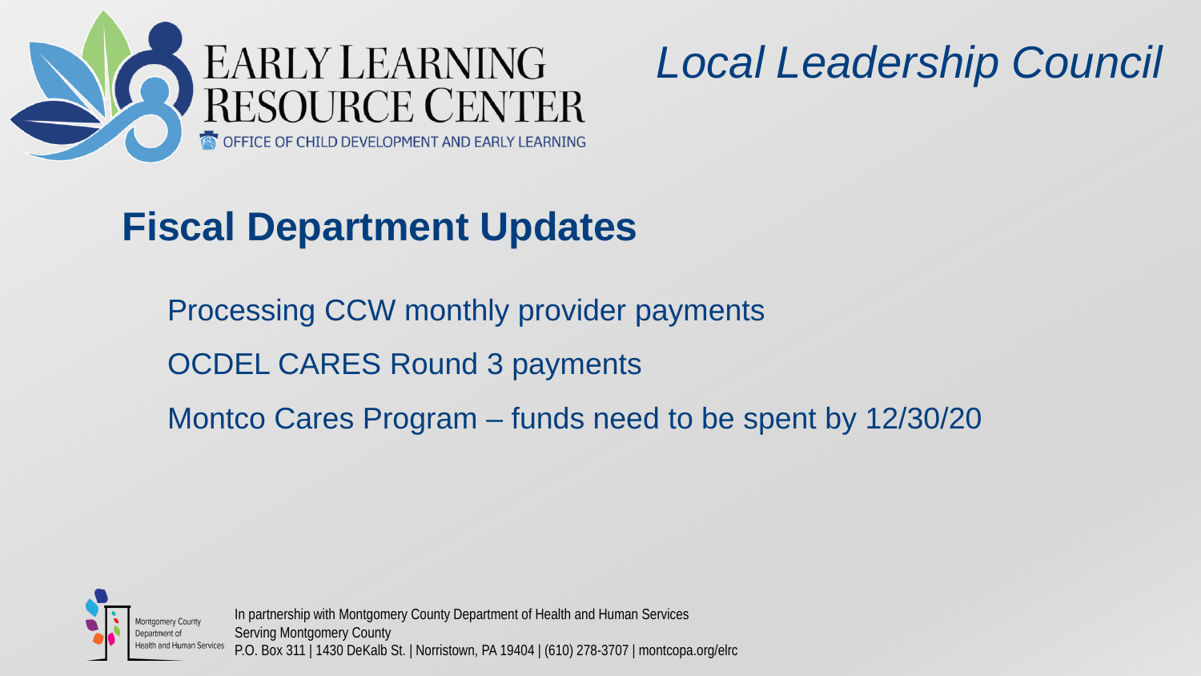EARLY LEARNING RESOURCE CENTER

OFFICE OF CHILD DEVELOPMENT AND EARLY LEARNING

*Local Leadership Council*

## Fiscal Department Updates

- Processing CCW monthly provider payments
- OCDEL CARES Round 3 payments
- Montco Cares Program – funds need to be spent by 12/30/20

Montgomery County Department of Health and Human Services

In partnership with Montgomery County Department of Health and Human Services
Serving Montgomery County
P.O. Box 311 | 1430 DeKalb St. | Norristown, PA 19404 | (610) 278-3707 | montcopa.org/elrc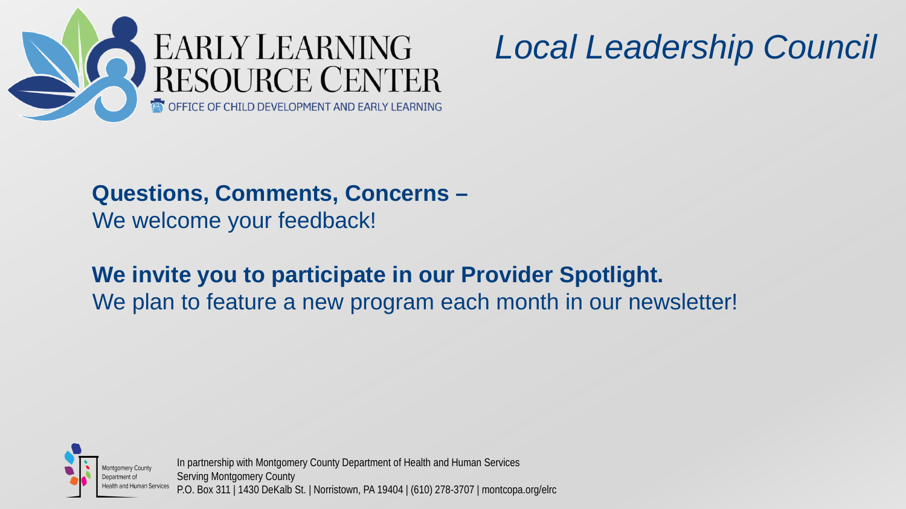EARLY LEARNING RESOURCE CENTER
OFFICE OF CHILD DEVELOPMENT AND EARLY LEARNING

# *Local Leadership Council*

**Questions, Comments, Concerns –**
We welcome your feedback!

**We invite you to participate in our Provider Spotlight.**
We plan to feature a new program each month in our newsletter!

Montgomery County Department of Health and Human Services

In partnership with Montgomery County Department of Health and Human Services
Serving Montgomery County
P.O. Box 311 | 1430 DeKalb St. | Norristown, PA 19404 | (610) 278-3707 | montcopa.org/elrc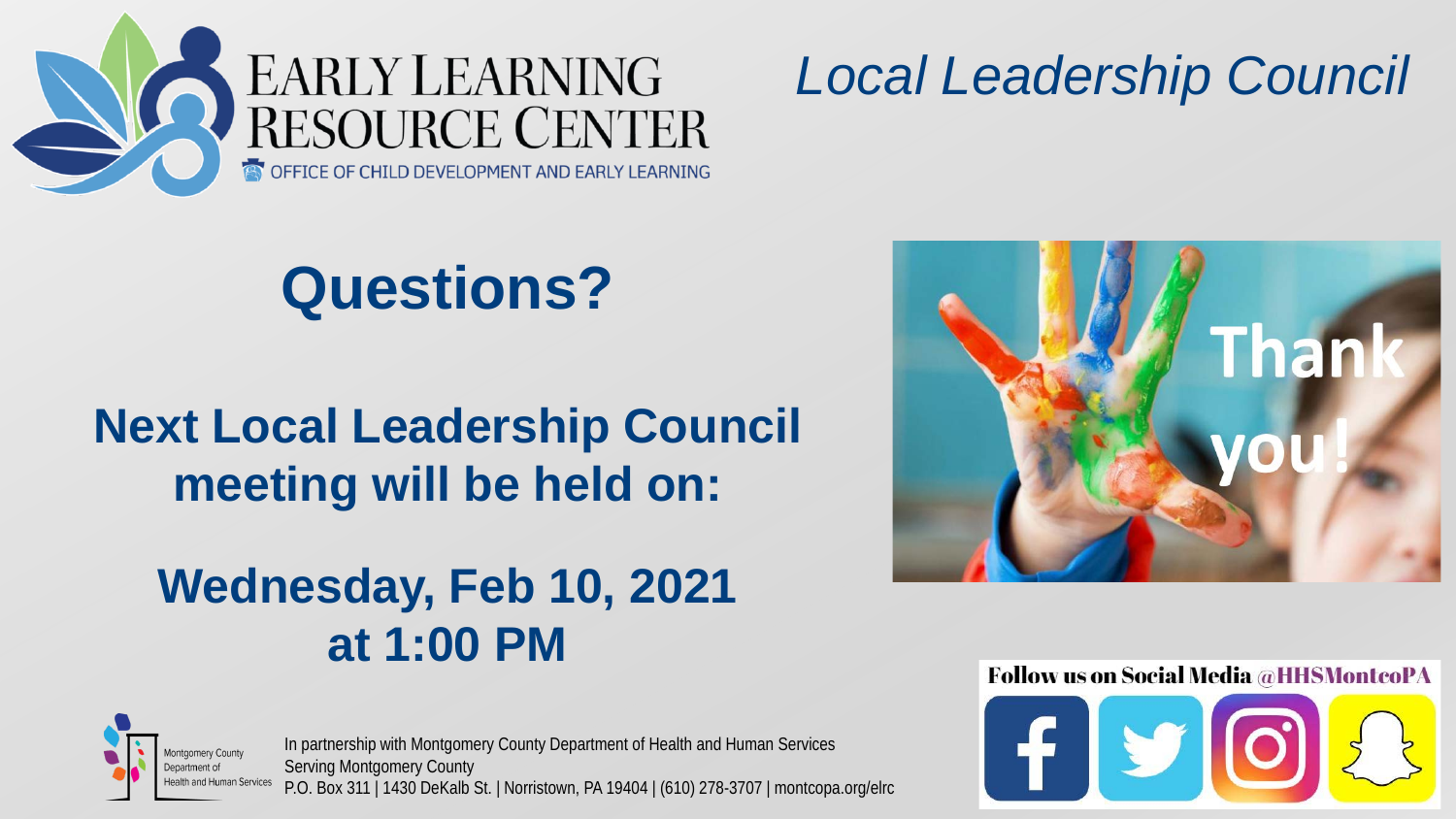EARLY LEARNING RESOURCE CENTER
OFFICE OF CHILD DEVELOPMENT AND EARLY LEARNING

*Local Leadership Council*

# Questions?

## Next Local Leadership Council meeting will be held on:

## Wednesday, Feb 10, 2021 at 1:00 PM

Thank you!

Follow us on Social Media @HHSMontcoPA

Montgomery County Department of Health and Human Services

In partnership with Montgomery County Department of Health and Human Services
Serving Montgomery County
P.O. Box 311 | 1430 DeKalb St. | Norristown, PA 19404 | (610) 278-3707 | montcopa.org/elrc